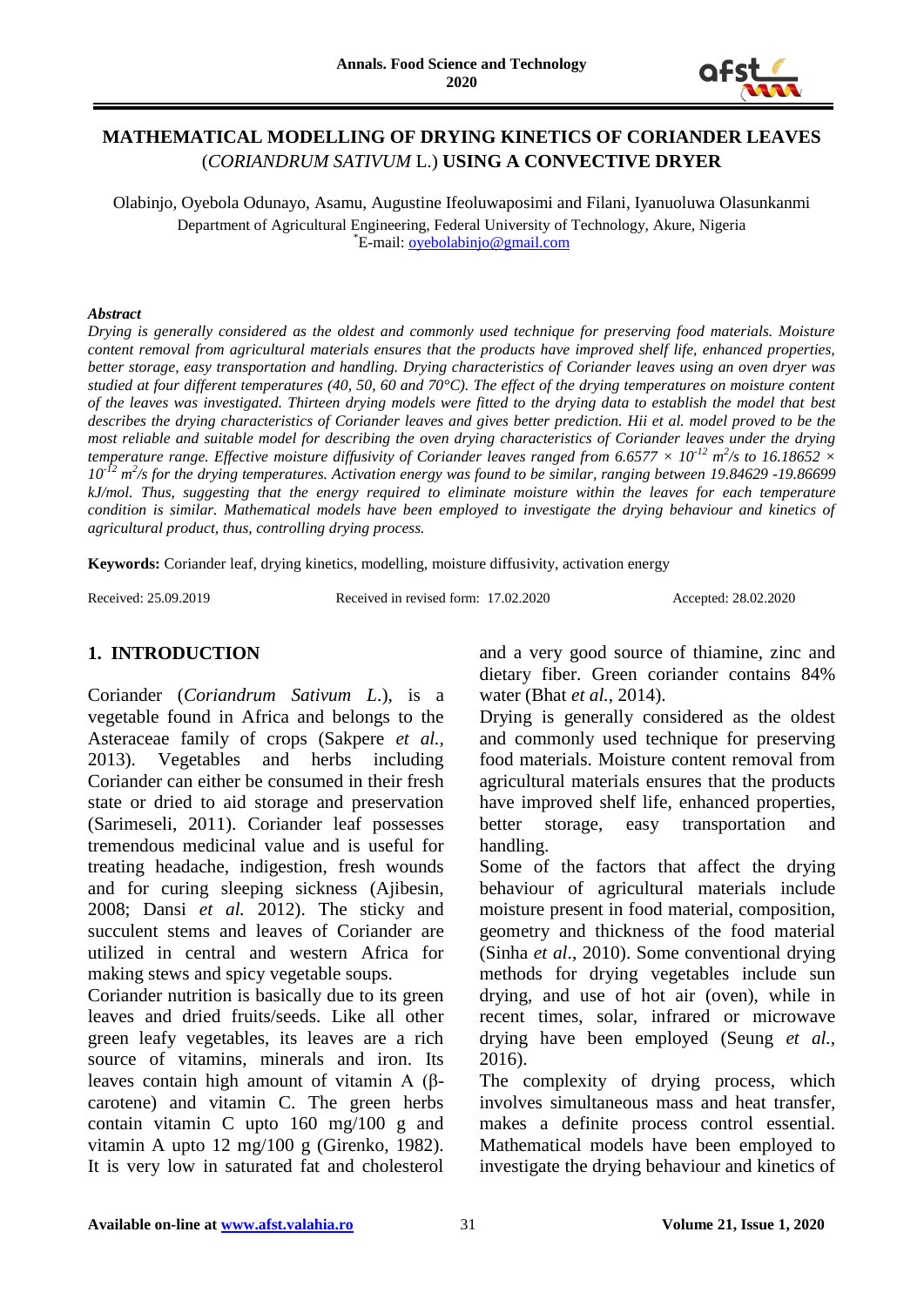# MATHEMATICAL MODELLING OF DRYING KINETICS OF CORIANDER LEAVES (*CORIANDRUM SATIVUM* L.) USING A CONVECTIVE DRYER

Olabinjo, Oyebola Odunayo, Asamu, Augustine Ifeoluwaposimi and Filani, Iyanuoluwa Olasunkanmi

Department of Agricultural Engineering, Federal University of Technology, Akure, Nigeria

*E-mail: oyebolabinjo@gmail.com

***Abstract***

*Drying is generally considered as the oldest and commonly used technique for preserving food materials. Moisture content removal from agricultural materials ensures that the products have improved shelf life, enhanced properties, better storage, easy transportation and handling. Drying characteristics of Coriander leaves using an oven dryer was studied at four different temperatures (40, 50, 60 and 70°C). The effect of the drying temperatures on moisture content of the leaves was investigated. Thirteen drying models were fitted to the drying data to establish the model that best describes the drying characteristics of Coriander leaves and gives better prediction. Hii et al. model proved to be the most reliable and suitable model for describing the oven drying characteristics of Coriander leaves under the drying temperature range. Effective moisture diffusivity of Coriander leaves ranged from 6.6577 × $10^{-12}$ $m^2/s$ to 16.18652 × $10^{-12}$ $m^2/s$ for the drying temperatures. Activation energy was found to be similar, ranging between 19.84629 -19.86699 kJ/mol. Thus, suggesting that the energy required to eliminate moisture within the leaves for each temperature condition is similar. Mathematical models have been employed to investigate the drying behaviour and kinetics of agricultural product, thus, controlling drying process.*

**Keywords:** Coriander leaf, drying kinetics, modelling, moisture diffusivity, activation energy

Received: 25.09.2019 Received in revised form: 17.02.2020 Accepted: 28.02.2020

## 1. INTRODUCTION

Coriander (*Coriandrum Sativum L.*), is a vegetable found in Africa and belongs to the Asteraceae family of crops (Sakpere *et al.,* 2013). Vegetables and herbs including Coriander can either be consumed in their fresh state or dried to aid storage and preservation (Sarimeseli, 2011). Coriander leaf possesses tremendous medicinal value and is useful for treating headache, indigestion, fresh wounds and for curing sleeping sickness (Ajibesin, 2008; Dansi *et al.* 2012). The sticky and succulent stems and leaves of Coriander are utilized in central and western Africa for making stews and spicy vegetable soups.

Coriander nutrition is basically due to its green leaves and dried fruits/seeds. Like all other green leafy vegetables, its leaves are a rich source of vitamins, minerals and iron. Its leaves contain high amount of vitamin A (β-carotene) and vitamin C. The green herbs contain vitamin C upto 160 mg/100 g and vitamin A upto 12 mg/100 g (Girenko, 1982). It is very low in saturated fat and cholesterol and a very good source of thiamine, zinc and dietary fiber. Green coriander contains 84% water (Bhat *et al.*, 2014).

Drying is generally considered as the oldest and commonly used technique for preserving food materials. Moisture content removal from agricultural materials ensures that the products have improved shelf life, enhanced properties, better storage, easy transportation and handling.

Some of the factors that affect the drying behaviour of agricultural materials include moisture present in food material, composition, geometry and thickness of the food material (Sinha *et al*., 2010). Some conventional drying methods for drying vegetables include sun drying, and use of hot air (oven), while in recent times, solar, infrared or microwave drying have been employed (Seung *et al.,* 2016).

The complexity of drying process, which involves simultaneous mass and heat transfer, makes a definite process control essential. Mathematical models have been employed to investigate the drying behaviour and kinetics of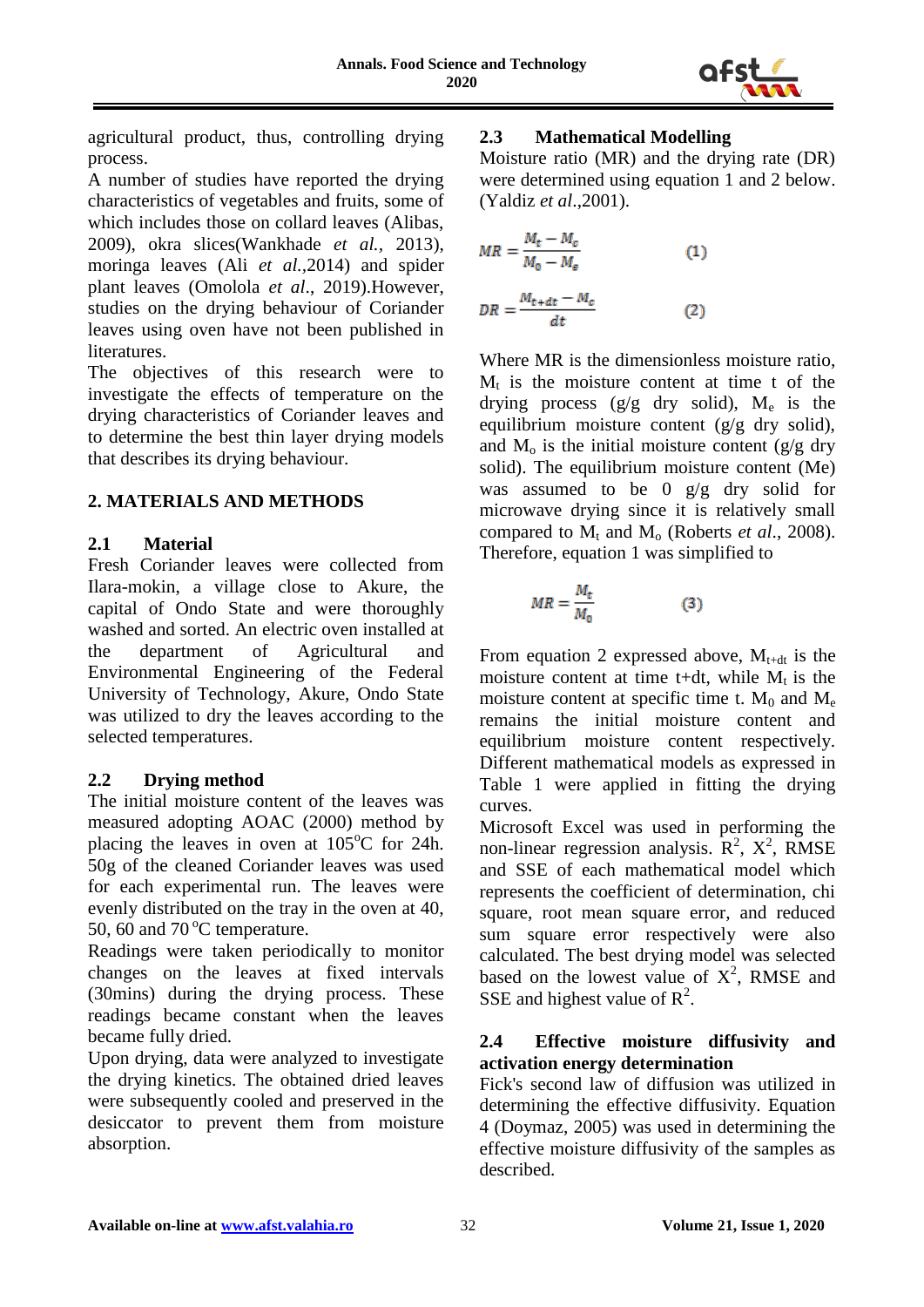agricultural product, thus, controlling drying process.

A number of studies have reported the drying characteristics of vegetables and fruits, some of which includes those on collard leaves (Alibas, 2009), okra slices(Wankhade *et al.,* 2013), moringa leaves (Ali *et al.*,2014) and spider plant leaves (Omolola *et al*., 2019).However, studies on the drying behaviour of Coriander leaves using oven have not been published in literatures.

The objectives of this research were to investigate the effects of temperature on the drying characteristics of Coriander leaves and to determine the best thin layer drying models that describes its drying behaviour.

## 2. MATERIALS AND METHODS

### 2.1 Material

Fresh Coriander leaves were collected from Ilara-mokin, a village close to Akure, the capital of Ondo State and were thoroughly washed and sorted. An electric oven installed at the department of Agricultural and Environmental Engineering of the Federal University of Technology, Akure, Ondo State was utilized to dry the leaves according to the selected temperatures.

### 2.2 Drying method

The initial moisture content of the leaves was measured adopting AOAC (2000) method by placing the leaves in oven at 105$^{o}$C for 24h. 50g of the cleaned Coriander leaves was used for each experimental run. The leaves were evenly distributed on the tray in the oven at 40, 50, 60 and 70 $^{o}$C temperature.

Readings were taken periodically to monitor changes on the leaves at fixed intervals (30mins) during the drying process. These readings became constant when the leaves became fully dried.

Upon drying, data were analyzed to investigate the drying kinetics. The obtained dried leaves were subsequently cooled and preserved in the desiccator to prevent them from moisture absorption.

### 2.3 Mathematical Modelling

Moisture ratio (MR) and the drying rate (DR) were determined using equation 1 and 2 below. (Yaldiz *et al*.,2001).

$$MR = \frac{M_t - M_e}{M_0 - M_e} \qquad (1)$$

$$DR = \frac{M_{t+dt} - M_t}{dt} \qquad (2)$$

Where MR is the dimensionless moisture ratio, $M_t$ is the moisture content at time t of the drying process (g/g dry solid), $M_e$ is the equilibrium moisture content (g/g dry solid), and $M_o$ is the initial moisture content (g/g dry solid). The equilibrium moisture content (Me) was assumed to be 0 g/g dry solid for microwave drying since it is relatively small compared to $M_t$ and $M_o$ (Roberts *et al*., 2008). Therefore, equation 1 was simplified to

$$MR = \frac{M_t}{M_0} \qquad (3)$$

From equation 2 expressed above, $M_{t+dt}$ is the moisture content at time t+dt, while $M_t$ is the moisture content at specific time t. $M_0$ and $M_e$ remains the initial moisture content and equilibrium moisture content respectively. Different mathematical models as expressed in Table 1 were applied in fitting the drying curves.

Microsoft Excel was used in performing the non-linear regression analysis. $R^2$, $X^2$, RMSE and SSE of each mathematical model which represents the coefficient of determination, chi square, root mean square error, and reduced sum square error respectively were also calculated. The best drying model was selected based on the lowest value of $X^2$, RMSE and SSE and highest value of $R^2$.

### 2.4 Effective moisture diffusivity and activation energy determination

Fick's second law of diffusion was utilized in determining the effective diffusivity. Equation 4 (Doymaz, 2005) was used in determining the effective moisture diffusivity of the samples as described.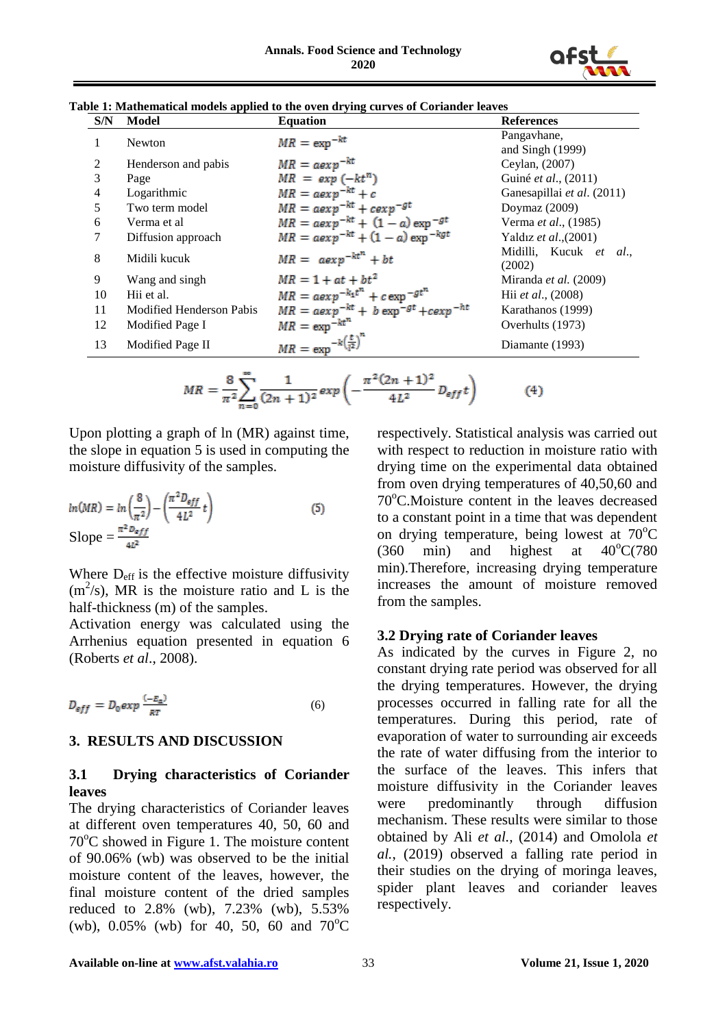**Table 1: Mathematical models applied to the oven drying curves of Coriander leaves**

| S/N | Model | Equation | References |
|---|---|---|---|
| 1 | Newton | $MR = \exp^{-kt}$ | Pangavhane, and Singh (1999) |
| 2 | Henderson and pabis | $MR = a\exp^{-kt}$ | Ceylan, (2007) |
| 3 | Page | $MR = \exp(-kt^{n})$ | Guiné *et al.*, (2011) |
| 4 | Logarithmic | $MR = a\exp^{-kt} + c$ | Ganesapillai *et al.* (2011) |
| 5 | Two term model | $MR = a\exp^{-kt} + c\exp^{-gt}$ | Doymaz (2009) |
| 6 | Verma et al | $MR = a\exp^{-kt} + (1-a)\exp^{-gt}$ | Verma *et al.*, (1985) |
| 7 | Diffusion approach | $MR = a\exp^{-kt} + (1-a)\exp^{-kgt}$ | Yaldız *et al.*,(2001) |
| 8 | Midili kucuk | $MR = a\exp^{-kt^{n}} + bt$ | Midilli, Kucuk *et al.*, (2002) |
| 9 | Wang and singh | $MR = 1 + at + bt^{2}$ | Miranda *et al.* (2009) |
| 10 | Hii et al. | $MR = a\exp^{-k_1 t^{n}} + c\exp^{-gt^{n}}$ | Hii *et al.*, (2008) |
| 11 | Modified Henderson Pabis | $MR = a\exp^{-kt} + b\exp^{-gt} + c\exp^{-ht}$ | Karathanos (1999) |
| 12 | Modified Page I | $MR = \exp^{-kt^{n}}$ | Overhults (1973) |
| 13 | Modified Page II | $MR = \exp^{-k\left(\frac{t}{l^2}\right)^{n}}$ | Diamante (1993) |

$$MR = \frac{8}{\pi^2}\sum_{n=0}^{\infty}\frac{1}{(2n+1)^2}\exp\left(-\frac{\pi^2(2n+1)^2}{4L^2}D_{eff}t\right) \qquad (4)$$

Upon plotting a graph of ln (MR) against time, the slope in equation 5 is used in computing the moisture diffusivity of the samples.

$$\ln(MR) = \ln\left(\frac{8}{\pi^2}\right) - \left(\frac{\pi^2 D_{eff}}{4L^2}t\right) \qquad (5)$$

Slope = $\frac{\pi^2 D_{eff}}{4L^2}$

Where $D_{eff}$ is the effective moisture diffusivity ($m^2/s$), MR is the moisture ratio and L is the half-thickness (m) of the samples.

Activation energy was calculated using the Arrhenius equation presented in equation 6 (Roberts *et al*., 2008).

$$D_{eff} = D_0 \exp\frac{(-E_a)}{RT} \qquad (6)$$

## 3. RESULTS AND DISCUSSION

### 3.1 Drying characteristics of Coriander leaves

The drying characteristics of Coriander leaves at different oven temperatures 40, 50, 60 and 70°C showed in Figure 1. The moisture content of 90.06% (wb) was observed to be the initial moisture content of the leaves, however, the final moisture content of the dried samples reduced to 2.8% (wb), 7.23% (wb), 5.53% (wb), 0.05% (wb) for 40, 50, 60 and 70°C respectively. Statistical analysis was carried out with respect to reduction in moisture ratio with drying time on the experimental data obtained from oven drying temperatures of 40,50,60 and 70°C.Moisture content in the leaves decreased to a constant point in a time that was dependent on drying temperature, being lowest at 70°C (360 min) and highest at 40°C(780 min).Therefore, increasing drying temperature increases the amount of moisture removed from the samples.

### 3.2 Drying rate of Coriander leaves

As indicated by the curves in Figure 2, no constant drying rate period was observed for all the drying temperatures. However, the drying processes occurred in falling rate for all the temperatures. During this period, rate of evaporation of water to surrounding air exceeds the rate of water diffusing from the interior to the surface of the leaves. This infers that moisture diffusivity in the Coriander leaves were predominantly through diffusion mechanism. These results were similar to those obtained by Ali *et al.*, (2014) and Omolola *et al.*, (2019) observed a falling rate period in their studies on the drying of moringa leaves, spider plant leaves and coriander leaves respectively.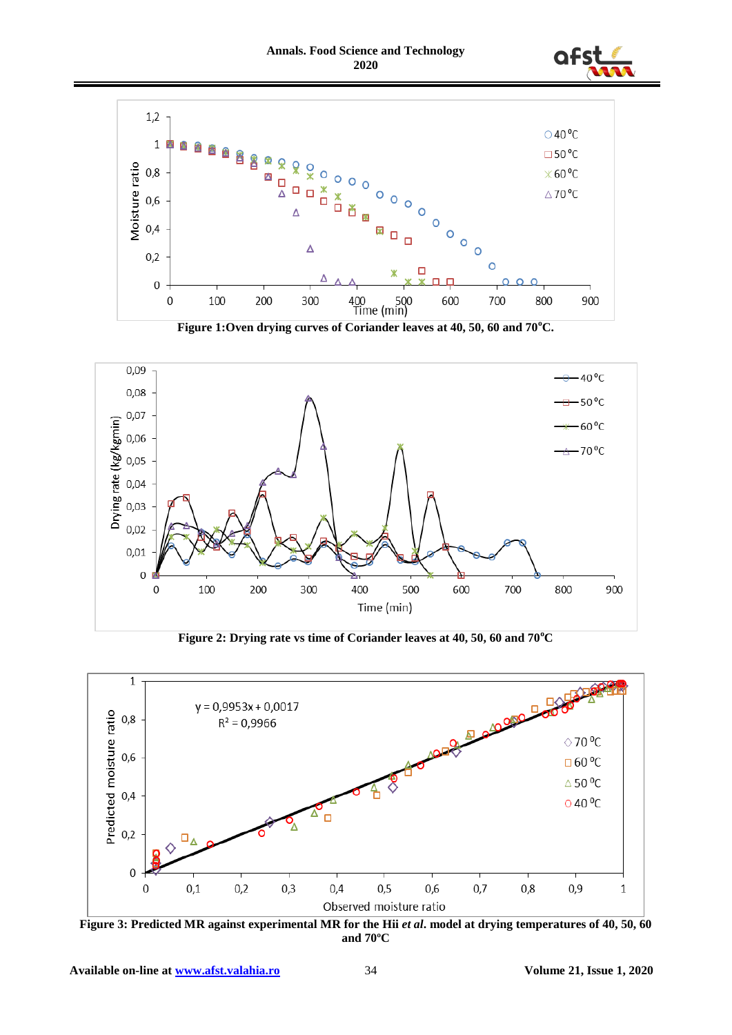Figure 1:Oven drying curves of Coriander leaves at 40, 50, 60 and 70°C.

Figure 2: Drying rate vs time of Coriander leaves at 40, 50, 60 and 70°C

Figure 3: Predicted MR against experimental MR for the Hii *et al.* model at drying temperatures of 40, 50, 60 and 70°C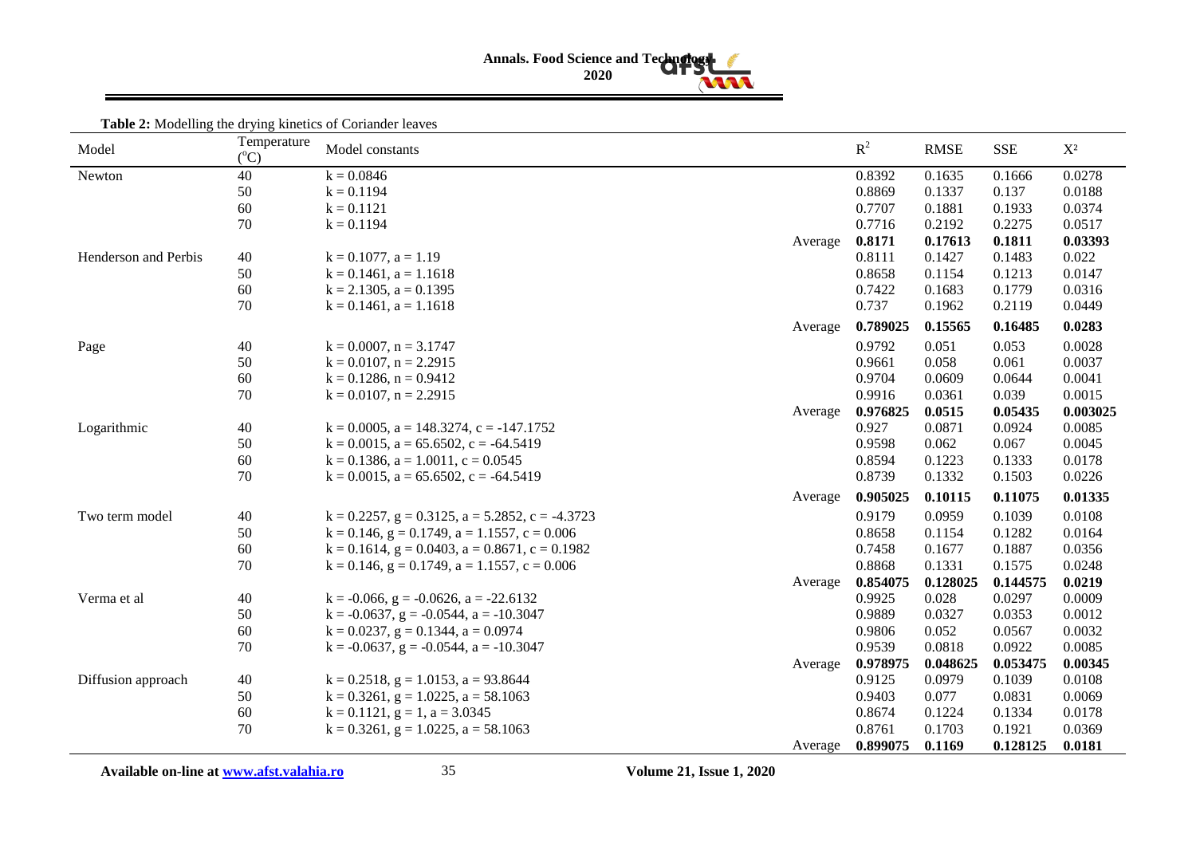**Table 2:** Modelling the drying kinetics of Coriander leaves

| Model | Temperature (°C) | Model constants | | $R^2$ | RMSE | SSE | $X^2$ |
|---|---|---|---|---|---|---|---|
| Newton | 40 | k = 0.0846 | | 0.8392 | 0.1635 | 0.1666 | 0.0278 |
| | 50 | k = 0.1194 | | 0.8869 | 0.1337 | 0.137 | 0.0188 |
| | 60 | k = 0.1121 | | 0.7707 | 0.1881 | 0.1933 | 0.0374 |
| | 70 | k = 0.1194 | | 0.7716 | 0.2192 | 0.2275 | 0.0517 |
| | | | Average | **0.8171** | **0.17613** | **0.1811** | **0.03393** |
| Henderson and Perbis | 40 | k = 0.1077, a = 1.19 | | 0.8111 | 0.1427 | 0.1483 | 0.022 |
| | 50 | k = 0.1461, a = 1.1618 | | 0.8658 | 0.1154 | 0.1213 | 0.0147 |
| | 60 | k = 2.1305, a = 0.1395 | | 0.7422 | 0.1683 | 0.1779 | 0.0316 |
| | 70 | k = 0.1461, a = 1.1618 | | 0.737 | 0.1962 | 0.2119 | 0.0449 |
| | | | Average | **0.789025** | **0.15565** | **0.16485** | **0.0283** |
| Page | 40 | k = 0.0007, n = 3.1747 | | 0.9792 | 0.051 | 0.053 | 0.0028 |
| | 50 | k = 0.0107, n = 2.2915 | | 0.9661 | 0.058 | 0.061 | 0.0037 |
| | 60 | k = 0.1286, n = 0.9412 | | 0.9704 | 0.0609 | 0.0644 | 0.0041 |
| | 70 | k = 0.0107, n = 2.2915 | | 0.9916 | 0.0361 | 0.039 | 0.0015 |
| | | | Average | **0.976825** | **0.0515** | **0.05435** | **0.003025** |
| Logarithmic | 40 | k = 0.0005, a = 148.3274, c = -147.1752 | | 0.927 | 0.0871 | 0.0924 | 0.0085 |
| | 50 | k = 0.0015, a = 65.6502, c = -64.5419 | | 0.9598 | 0.062 | 0.067 | 0.0045 |
| | 60 | k = 0.1386, a = 1.0011, c = 0.0545 | | 0.8594 | 0.1223 | 0.1333 | 0.0178 |
| | 70 | k = 0.0015, a = 65.6502, c = -64.5419 | | 0.8739 | 0.1332 | 0.1503 | 0.0226 |
| | | | Average | **0.905025** | **0.10115** | **0.11075** | **0.01335** |
| Two term model | 40 | k = 0.2257, g = 0.3125, a = 5.2852, c = -4.3723 | | 0.9179 | 0.0959 | 0.1039 | 0.0108 |
| | 50 | k = 0.146, g = 0.1749, a = 1.1557, c = 0.006 | | 0.8658 | 0.1154 | 0.1282 | 0.0164 |
| | 60 | k = 0.1614, g = 0.0403, a = 0.8671, c = 0.1982 | | 0.7458 | 0.1677 | 0.1887 | 0.0356 |
| | 70 | k = 0.146, g = 0.1749, a = 1.1557, c = 0.006 | | 0.8868 | 0.1331 | 0.1575 | 0.0248 |
| | | | Average | **0.854075** | **0.128025** | **0.144575** | **0.0219** |
| Verma et al | 40 | k = -0.066, g = -0.0626, a = -22.6132 | | 0.9925 | 0.028 | 0.0297 | 0.0009 |
| | 50 | k = -0.0637, g = -0.0544, a = -10.3047 | | 0.9889 | 0.0327 | 0.0353 | 0.0012 |
| | 60 | k = 0.0237, g = 0.1344, a = 0.0974 | | 0.9806 | 0.052 | 0.0567 | 0.0032 |
| | 70 | k = -0.0637, g = -0.0544, a = -10.3047 | | 0.9539 | 0.0818 | 0.0922 | 0.0085 |
| | | | Average | **0.978975** | **0.048625** | **0.053475** | **0.00345** |
| Diffusion approach | 40 | k = 0.2518, g = 1.0153, a = 93.8644 | | 0.9125 | 0.0979 | 0.1039 | 0.0108 |
| | 50 | k = 0.3261, g = 1.0225, a = 58.1063 | | 0.9403 | 0.077 | 0.0831 | 0.0069 |
| | 60 | k = 0.1121, g = 1, a = 3.0345 | | 0.8674 | 0.1224 | 0.1334 | 0.0178 |
| | 70 | k = 0.3261, g = 1.0225, a = 58.1063 | | 0.8761 | 0.1703 | 0.1921 | 0.0369 |
| | | | Average | **0.899075** | **0.1169** | **0.128125** | **0.0181** |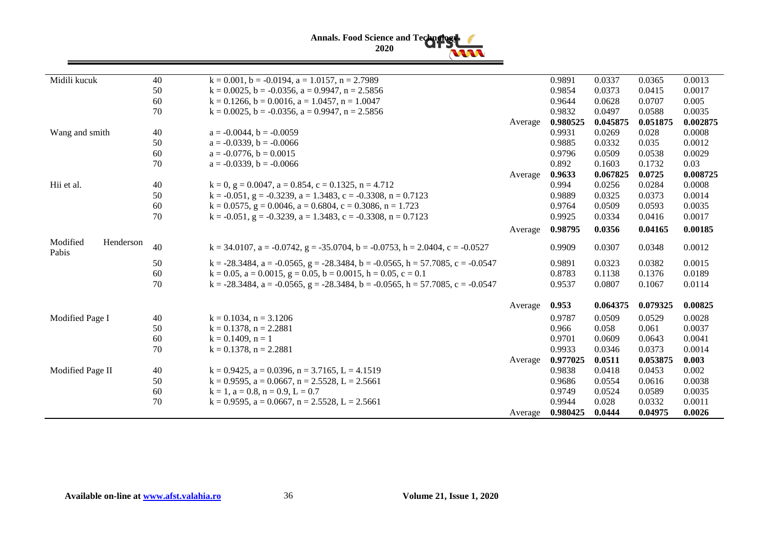| | | | | | | | |
|---|---|---|---|---|---|---|---|
| Midili kucuk | 40 | k = 0.001, b = -0.0194, a = 1.0157, n = 2.7989 | | 0.9891 | 0.0337 | 0.0365 | 0.0013 |
| | 50 | k = 0.0025, b = -0.0356, a = 0.9947, n = 2.5856 | | 0.9854 | 0.0373 | 0.0415 | 0.0017 |
| | 60 | k = 0.1266, b = 0.0016, a = 1.0457, n = 1.0047 | | 0.9644 | 0.0628 | 0.0707 | 0.005 |
| | 70 | k = 0.0025, b = -0.0356, a = 0.9947, n = 2.5856 | | 0.9832 | 0.0497 | 0.0588 | 0.0035 |
| | | | Average | **0.980525** | **0.045875** | **0.051875** | **0.002875** |
| Wang and smith | 40 | a = -0.0044, b = -0.0059 | | 0.9931 | 0.0269 | 0.028 | 0.0008 |
| | 50 | a = -0.0339, b = -0.0066 | | 0.9885 | 0.0332 | 0.035 | 0.0012 |
| | 60 | a = -0.0776, b = 0.0015 | | 0.9796 | 0.0509 | 0.0538 | 0.0029 |
| | 70 | a = -0.0339, b = -0.0066 | | 0.892 | 0.1603 | 0.1732 | 0.03 |
| | | | Average | **0.9633** | **0.067825** | **0.0725** | **0.008725** |
| Hii et al. | 40 | k = 0, g = 0.0047, a = 0.854, c = 0.1325, n = 4.712 | | 0.994 | 0.0256 | 0.0284 | 0.0008 |
| | 50 | k = -0.051, g = -0.3239, a = 1.3483, c = -0.3308, n = 0.7123 | | 0.9889 | 0.0325 | 0.0373 | 0.0014 |
| | 60 | k = 0.0575, g = 0.0046, a = 0.6804, c = 0.3086, n = 1.723 | | 0.9764 | 0.0509 | 0.0593 | 0.0035 |
| | 70 | k = -0.051, g = -0.3239, a = 1.3483, c = -0.3308, n = 0.7123 | | 0.9925 | 0.0334 | 0.0416 | 0.0017 |
| | | | Average | **0.98795** | **0.0356** | **0.04165** | **0.00185** |
| Modified Henderson Pabis | 40 | k = 34.0107, a = -0.0742, g = -35.0704, b = -0.0753, h = 2.0404, c = -0.0527 | | 0.9909 | 0.0307 | 0.0348 | 0.0012 |
| | 50 | k = -28.3484, a = -0.0565, g = -28.3484, b = -0.0565, h = 57.7085, c = -0.0547 | | 0.9891 | 0.0323 | 0.0382 | 0.0015 |
| | 60 | k = 0.05, a = 0.0015, g = 0.05, b = 0.0015, h = 0.05, c = 0.1 | | 0.8783 | 0.1138 | 0.1376 | 0.0189 |
| | 70 | k = -28.3484, a = -0.0565, g = -28.3484, b = -0.0565, h = 57.7085, c = -0.0547 | | 0.9537 | 0.0807 | 0.1067 | 0.0114 |
| | | | Average | **0.953** | **0.064375** | **0.079325** | **0.00825** |
| Modified Page I | 40 | k = 0.1034, n = 3.1206 | | 0.9787 | 0.0509 | 0.0529 | 0.0028 |
| | 50 | k = 0.1378, n = 2.2881 | | 0.966 | 0.058 | 0.061 | 0.0037 |
| | 60 | k = 0.1409, n = 1 | | 0.9701 | 0.0609 | 0.0643 | 0.0041 |
| | 70 | k = 0.1378, n = 2.2881 | | 0.9933 | 0.0346 | 0.0373 | 0.0014 |
| | | | Average | **0.977025** | **0.0511** | **0.053875** | **0.003** |
| Modified Page II | 40 | k = 0.9425, a = 0.0396, n = 3.7165, L = 4.1519 | | 0.9838 | 0.0418 | 0.0453 | 0.002 |
| | 50 | k = 0.9595, a = 0.0667, n = 2.5528, L = 2.5661 | | 0.9686 | 0.0554 | 0.0616 | 0.0038 |
| | 60 | k = 1, a = 0.8, n = 0.9, L = 0.7 | | 0.9749 | 0.0524 | 0.0589 | 0.0035 |
| | 70 | k = 0.9595, a = 0.0667, n = 2.5528, L = 2.5661 | | 0.9944 | 0.028 | 0.0332 | 0.0011 |
| | | | Average | **0.980425** | **0.0444** | **0.04975** | **0.0026** |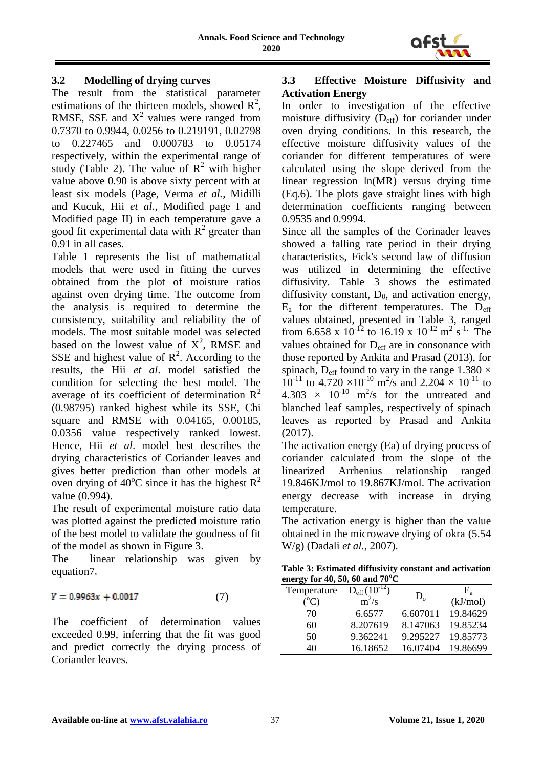### 3.2 Modelling of drying curves

The result from the statistical parameter estimations of the thirteen models, showed $R^2$, RMSE, SSE and $X^2$ values were ranged from 0.7370 to 0.9944, 0.0256 to 0.219191, 0.02798 to 0.227465 and 0.000783 to 0.05174 respectively, within the experimental range of study (Table 2). The value of $R^2$ with higher value above 0.90 is above sixty percent with at least six models (Page, Verma *et al.*, Midilli and Kucuk, Hii *et al*., Modified page I and Modified page II) in each temperature gave a good fit experimental data with $R^2$ greater than 0.91 in all cases.

Table 1 represents the list of mathematical models that were used in fitting the curves obtained from the plot of moisture ratios against oven drying time. The outcome from the analysis is required to determine the consistency, suitability and reliability the of models. The most suitable model was selected based on the lowest value of $X^2$, RMSE and SSE and highest value of $R^2$. According to the results, the Hii *et al*. model satisfied the condition for selecting the best model. The average of its coefficient of determination $R^2$ (0.98795) ranked highest while its SSE, Chi square and RMSE with 0.04165, 0.00185, 0.0356 value respectively ranked lowest. Hence, Hii *et al*. model best describes the drying characteristics of Coriander leaves and gives better prediction than other models at oven drying of 40°C since it has the highest $R^2$ value (0.994).

The result of experimental moisture ratio data was plotted against the predicted moisture ratio of the best model to validate the goodness of fit of the model as shown in Figure 3.

The linear relationship was given by equation7.

$$Y = 0.9963x + 0.0017 \quad (7)$$

The coefficient of determination values exceeded 0.99, inferring that the fit was good and predict correctly the drying process of Coriander leaves.

### 3.3 Effective Moisture Diffusivity and Activation Energy

In order to investigation of the effective moisture diffusivity ($D_{eff}$) for coriander under oven drying conditions. In this research, the effective moisture diffusivity values of the coriander for different temperatures of were calculated using the slope derived from the linear regression ln(MR) versus drying time (Eq.6). The plots gave straight lines with high determination coefficients ranging between 0.9535 and 0.9994.

Since all the samples of the Corinader leaves showed a falling rate period in their drying characteristics, Fick's second law of diffusion was utilized in determining the effective diffusivity. Table 3 shows the estimated diffusivity constant, $D_0$, and activation energy, $E_a$ for the different temperatures. The $D_{eff}$ values obtained, presented in Table 3, ranged from 6.658 x $10^{-12}$ to 16.19 x $10^{-12}$ $m^2$ $s^{-1}$. The values obtained for $D_{eff}$ are in consonance with those reported by Ankita and Prasad (2013), for spinach, $D_{eff}$ found to vary in the range 1.380 × $10^{-11}$ to 4.720 ×$10^{-10}$ $m^2$/s and 2.204 × $10^{-11}$ to 4.303 × $10^{-10}$ $m^2$/s for the untreated and blanched leaf samples, respectively of spinach leaves as reported by Prasad and Ankita (2017).

The activation energy (Ea) of drying process of coriander calculated from the slope of the linearized Arrhenius relationship ranged 19.846KJ/mol to 19.867KJ/mol. The activation energy decrease with increase in drying temperature.

The activation energy is higher than the value obtained in the microwave drying of okra (5.54 W/g) (Dadali *et al.*, 2007).

**Table 3: Estimated diffusivity constant and activation energy for 40, 50, 60 and 70°C**

| Temperature (°C) | $D_{eff}$ ($10^{-12}$) $m^2$/s | $D_o$ | $E_a$ (kJ/mol) |
|---|---|---|---|
| 70 | 6.6577 | 6.607011 | 19.84629 |
| 60 | 8.207619 | 8.147063 | 19.85234 |
| 50 | 9.362241 | 9.295227 | 19.85773 |
| 40 | 16.18652 | 16.07404 | 19.86699 |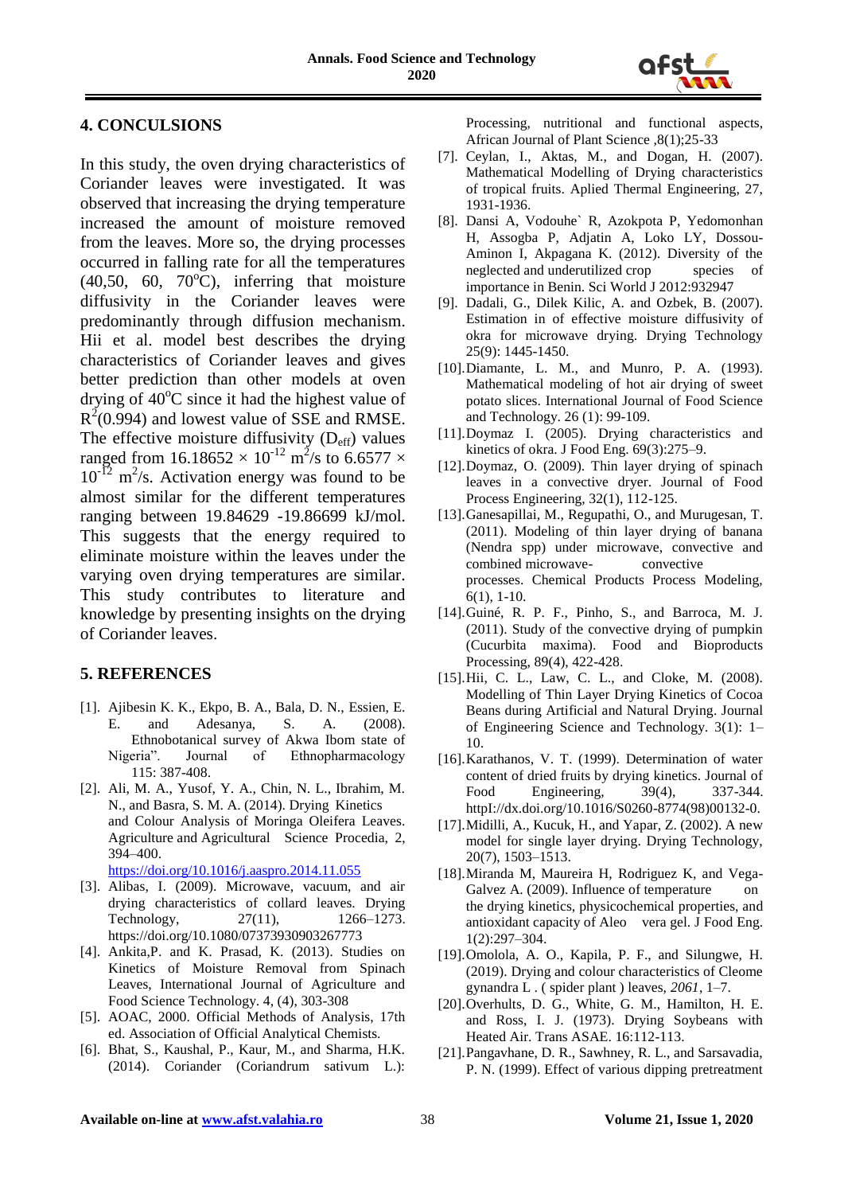## 4. CONCULSIONS

In this study, the oven drying characteristics of Coriander leaves were investigated. It was observed that increasing the drying temperature increased the amount of moisture removed from the leaves. More so, the drying processes occurred in falling rate for all the temperatures (40,50, 60, 70°C), inferring that moisture diffusivity in the Coriander leaves were predominantly through diffusion mechanism. Hii et al. model best describes the drying characteristics of Coriander leaves and gives better prediction than other models at oven drying of 40°C since it had the highest value of $R^2$(0.994) and lowest value of SSE and RMSE. The effective moisture diffusivity ($D_{eff}$) values ranged from $16.18652 \times 10^{-12}$ m$^2$/s to $6.6577 \times 10^{-12}$ m$^2$/s. Activation energy was found to be almost similar for the different temperatures ranging between 19.84629 -19.86699 kJ/mol. This suggests that the energy required to eliminate moisture within the leaves under the varying oven drying temperatures are similar. This study contributes to literature and knowledge by presenting insights on the drying of Coriander leaves.

## 5. REFERENCES

[1]. Ajibesin K. K., Ekpo, B. A., Bala, D. N., Essien, E. E. and Adesanya, S. A. (2008). Ethnobotanical survey of Akwa Ibom state of Nigeria". Journal of Ethnopharmacology 115: 387-408.

[2]. Ali, M. A., Yusof, Y. A., Chin, N. L., Ibrahim, M. N., and Basra, S. M. A. (2014). Drying Kinetics and Colour Analysis of Moringa Oleifera Leaves. Agriculture and Agricultural Science Procedia, 2, 394–400. https://doi.org/10.1016/j.aaspro.2014.11.055

[3]. Alibas, I. (2009). Microwave, vacuum, and air drying characteristics of collard leaves. Drying Technology, 27(11), 1266–1273. https://doi.org/10.1080/07373930903267773

[4]. Ankita,P. and K. Prasad, K. (2013). Studies on Kinetics of Moisture Removal from Spinach Leaves, International Journal of Agriculture and Food Science Technology. 4, (4), 303-308

[5]. AOAC, 2000. Official Methods of Analysis, 17th ed. Association of Official Analytical Chemists.

[6]. Bhat, S., Kaushal, P., Kaur, M., and Sharma, H.K. (2014). Coriander (Coriandrum sativum L.): Processing, nutritional and functional aspects, African Journal of Plant Science ,8(1);25-33

[7]. Ceylan, I., Aktas, M., and Dogan, H. (2007). Mathematical Modelling of Drying characteristics of tropical fruits. Aplied Thermal Engineering, 27, 1931-1936.

[8]. Dansi A, Vodouhe` R, Azokpota P, Yedomonhan H, Assogba P, Adjatin A, Loko LY, Dossou-Aminon I, Akpagana K. (2012). Diversity of the neglected and underutilized crop species of importance in Benin. Sci World J 2012:932947

[9]. Dadali, G., Dilek Kilic, A. and Ozbek, B. (2007). Estimation in of effective moisture diffusivity of okra for microwave drying. Drying Technology 25(9): 1445-1450.

[10]. Diamante, L. M., and Munro, P. A. (1993). Mathematical modeling of hot air drying of sweet potato slices. International Journal of Food Science and Technology. 26 (1): 99-109.

[11]. Doymaz I. (2005). Drying characteristics and kinetics of okra. J Food Eng. 69(3):275–9.

[12]. Doymaz, O. (2009). Thin layer drying of spinach leaves in a convective dryer. Journal of Food Process Engineering, 32(1), 112-125.

[13]. Ganesapillai, M., Regupathi, O., and Murugesan, T. (2011). Modeling of thin layer drying of banana (Nendra spp) under microwave, convective and combined microwave- convective processes. Chemical Products Process Modeling, 6(1), 1-10.

[14]. Guiné, R. P. F., Pinho, S., and Barroca, M. J. (2011). Study of the convective drying of pumpkin (Cucurbita maxima). Food and Bioproducts Processing, 89(4), 422-428.

[15]. Hii, C. L., Law, C. L., and Cloke, M. (2008). Modelling of Thin Layer Drying Kinetics of Cocoa Beans during Artificial and Natural Drying. Journal of Engineering Science and Technology. 3(1): 1–10.

[16]. Karathanos, V. T. (1999). Determination of water content of dried fruits by drying kinetics. Journal of Food Engineering, 39(4), 337-344. httpI://dx.doi.org/10.1016/S0260-8774(98)00132-0.

[17]. Midilli, A., Kucuk, H., and Yapar, Z. (2002). A new model for single layer drying. Drying Technology, 20(7), 1503–1513.

[18]. Miranda M, Maureira H, Rodriguez K, and Vega-Galvez A. (2009). Influence of temperature on the drying kinetics, physicochemical properties, and antioxidant capacity of Aleo vera gel. J Food Eng. 1(2):297–304.

[19]. Omolola, A. O., Kapila, P. F., and Silungwe, H. (2019). Drying and colour characteristics of Cleome gynandra L . ( spider plant ) leaves, *2061*, 1–7.

[20]. Overhults, D. G., White, G. M., Hamilton, H. E. and Ross, I. J. (1973). Drying Soybeans with Heated Air. Trans ASAE. 16:112-113.

[21]. Pangavhane, D. R., Sawhney, R. L., and Sarsavadia, P. N. (1999). Effect of various dipping pretreatment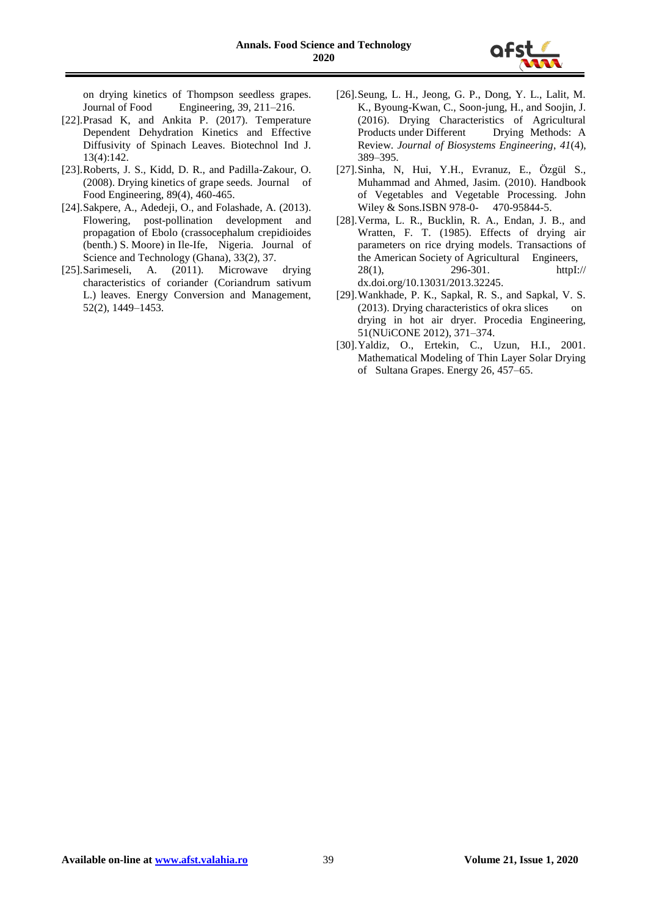on drying kinetics of Thompson seedless grapes. Journal of Food Engineering, 39, 211–216.

[22]. Prasad K, and Ankita P. (2017). Temperature Dependent Dehydration Kinetics and Effective Diffusivity of Spinach Leaves. Biotechnol Ind J. 13(4):142.

[23]. Roberts, J. S., Kidd, D. R., and Padilla-Zakour, O. (2008). Drying kinetics of grape seeds. Journal of Food Engineering, 89(4), 460-465.

[24]. Sakpere, A., Adedeji, O., and Folashade, A. (2013). Flowering, post-pollination development and propagation of Ebolo (crassocephalum crepidioides (benth.) S. Moore) in Ile-Ife, Nigeria. Journal of Science and Technology (Ghana), 33(2), 37.

[25]. Sarimeseli, A. (2011). Microwave drying characteristics of coriander (Coriandrum sativum L.) leaves. Energy Conversion and Management, 52(2), 1449–1453.

[26]. Seung, L. H., Jeong, G. P., Dong, Y. L., Lalit, M. K., Byoung-Kwan, C., Soon-jung, H., and Soojin, J. (2016). Drying Characteristics of Agricultural Products under Different Drying Methods: A Review. *Journal of Biosystems Engineering*, *41*(4), 389–395.

[27]. Sinha, N, Hui, Y.H., Evranuz, E., Özgül S., Muhammad and Ahmed, Jasim. (2010). Handbook of Vegetables and Vegetable Processing. John Wiley & Sons.ISBN 978-0- 470-95844-5.

[28]. Verma, L. R., Bucklin, R. A., Endan, J. B., and Wratten, F. T. (1985). Effects of drying air parameters on rice drying models. Transactions of the American Society of Agricultural Engineers, 28(1), 296-301. httpI:// dx.doi.org/10.13031/2013.32245.

[29]. Wankhade, P. K., Sapkal, R. S., and Sapkal, V. S. (2013). Drying characteristics of okra slices on drying in hot air dryer. Procedia Engineering, 51(NUiCONE 2012), 371–374.

[30]. Yaldiz, O., Ertekin, C., Uzun, H.I., 2001. Mathematical Modeling of Thin Layer Solar Drying of Sultana Grapes. Energy 26, 457–65.